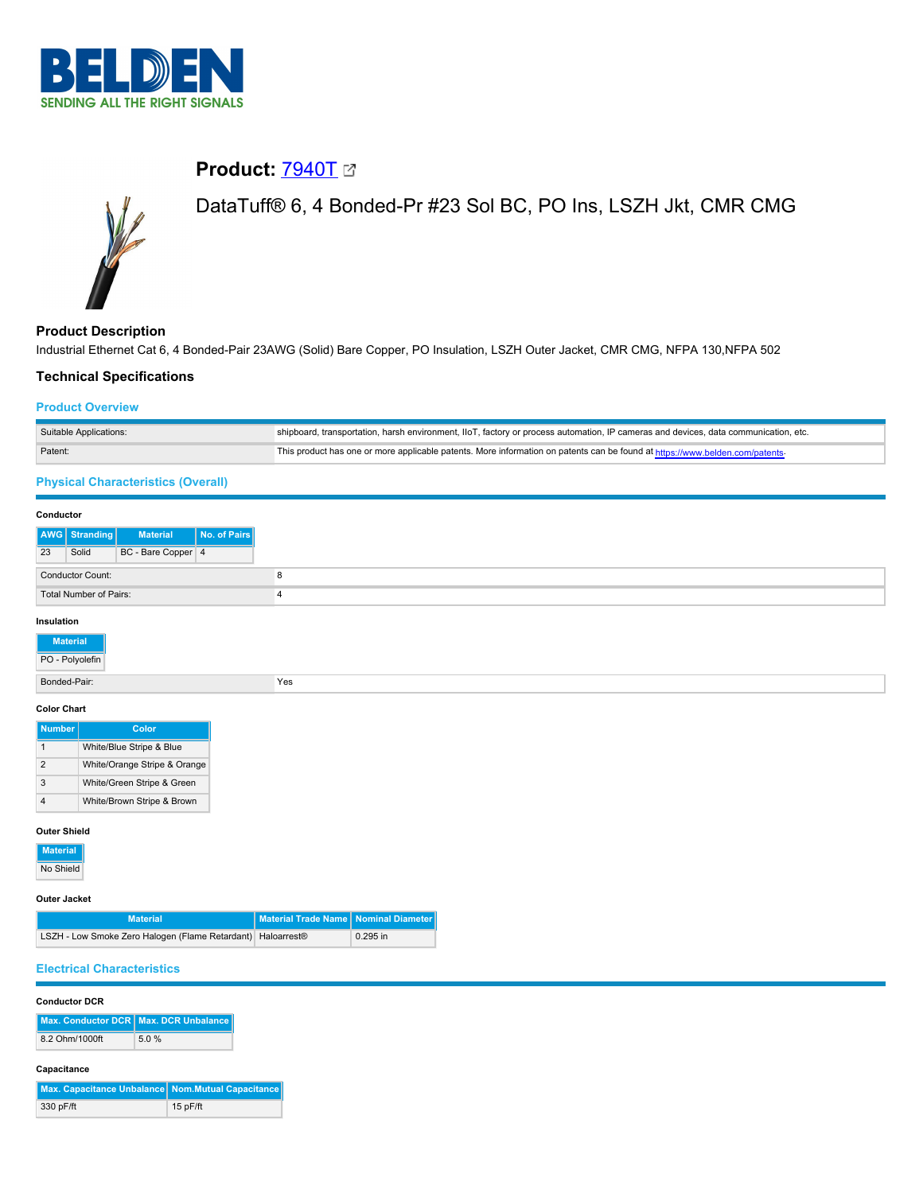# Product: 7940T

DataTuff® 6, 4 Bonded-Pr #23 Sol BC, PO Ins, LSZH Jkt, CMR CMG

## Product Description

Industrial Ethernet Cat 6, 4 Bonded-Pair 23AWG (Solid) Bare Copper, PO Insulation, LSZH Outer Jacket, CMR CMG, NFPA 130,NFPA 502

## Technical Specifications

### Product Overview

| | |
|---|---|
| Suitable Applications: | shipboard, transportation, harsh environment, IIoT, factory or process automation, IP cameras and devices, data communication, etc. |
| Patent: | This product has one or more applicable patents. More information on patents can be found at https://www.belden.com/patents. |

### Physical Characteristics (Overall)

**Conductor**

| AWG | Stranding | Material | No. of Pairs |
|---|---|---|---|
| 23 | Solid | BC - Bare Copper | 4 |

| | |
|---|---|
| Conductor Count: | 8 |
| Total Number of Pairs: | 4 |

**Insulation**

| Material |
|---|
| PO - Polyolefin |

| | |
|---|---|
| Bonded-Pair: | Yes |

**Color Chart**

| Number | Color |
|---|---|
| 1 | White/Blue Stripe & Blue |
| 2 | White/Orange Stripe & Orange |
| 3 | White/Green Stripe & Green |
| 4 | White/Brown Stripe & Brown |

**Outer Shield**

| Material |
|---|
| No Shield |

**Outer Jacket**

| Material | Material Trade Name | Nominal Diameter |
|---|---|---|
| LSZH - Low Smoke Zero Halogen (Flame Retardant) | Haloarrest® | 0.295 in |

### Electrical Characteristics

**Conductor DCR**

| Max. Conductor DCR | Max. DCR Unbalance |
|---|---|
| 8.2 Ohm/1000ft | 5.0 % |

**Capacitance**

| Max. Capacitance Unbalance | Nom.Mutual Capacitance |
|---|---|
| 330 pF/ft | 15 pF/ft |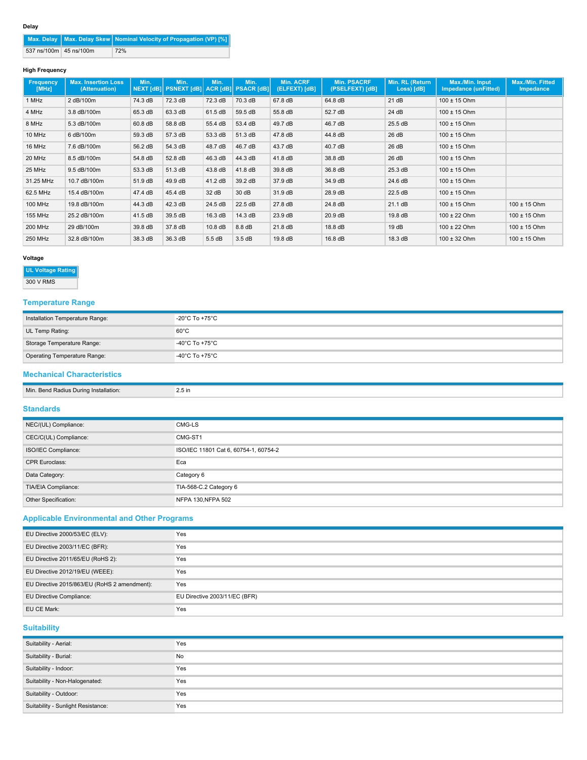#### Delay

| Max. Delay | Max. Delay Skew | Nominal Velocity of Propagation (VP) [%] |
|---|---|---|
| 537 ns/100m | 45 ns/100m | 72% |

#### High Frequency

| Frequency [MHz] | Max. Insertion Loss (Attenuation) | Min. NEXT [dB] | Min. PSNEXT [dB] | Min. ACR [dB] | Min. PSACR [dB] | Min. ACRF (ELFEXT) [dB] | Min. PSACRF (PSELFEXT) [dB] | Min. RL (Return Loss) [dB] | Max./Min. Input Impedance (unFitted) | Max./Min. Fitted Impedance |
|---|---|---|---|---|---|---|---|---|---|---|
| 1 MHz | 2 dB/100m | 74.3 dB | 72.3 dB | 72.3 dB | 70.3 dB | 67.8 dB | 64.8 dB | 21 dB | 100 ± 15 Ohm | |
| 4 MHz | 3.8 dB/100m | 65.3 dB | 63.3 dB | 61.5 dB | 59.5 dB | 55.8 dB | 52.7 dB | 24 dB | 100 ± 15 Ohm | |
| 8 MHz | 5.3 dB/100m | 60.8 dB | 58.8 dB | 55.4 dB | 53.4 dB | 49.7 dB | 46.7 dB | 25.5 dB | 100 ± 15 Ohm | |
| 10 MHz | 6 dB/100m | 59.3 dB | 57.3 dB | 53.3 dB | 51.3 dB | 47.8 dB | 44.8 dB | 26 dB | 100 ± 15 Ohm | |
| 16 MHz | 7.6 dB/100m | 56.2 dB | 54.3 dB | 48.7 dB | 46.7 dB | 43.7 dB | 40.7 dB | 26 dB | 100 ± 15 Ohm | |
| 20 MHz | 8.5 dB/100m | 54.8 dB | 52.8 dB | 46.3 dB | 44.3 dB | 41.8 dB | 38.8 dB | 26 dB | 100 ± 15 Ohm | |
| 25 MHz | 9.5 dB/100m | 53.3 dB | 51.3 dB | 43.8 dB | 41.8 dB | 39.8 dB | 36.8 dB | 25.3 dB | 100 ± 15 Ohm | |
| 31.25 MHz | 10.7 dB/100m | 51.9 dB | 49.9 dB | 41.2 dB | 39.2 dB | 37.9 dB | 34.9 dB | 24.6 dB | 100 ± 15 Ohm | |
| 62.5 MHz | 15.4 dB/100m | 47.4 dB | 45.4 dB | 32 dB | 30 dB | 31.9 dB | 28.9 dB | 22.5 dB | 100 ± 15 Ohm | |
| 100 MHz | 19.8 dB/100m | 44.3 dB | 42.3 dB | 24.5 dB | 22.5 dB | 27.8 dB | 24.8 dB | 21.1 dB | 100 ± 15 Ohm | 100 ± 15 Ohm |
| 155 MHz | 25.2 dB/100m | 41.5 dB | 39.5 dB | 16.3 dB | 14.3 dB | 23.9 dB | 20.9 dB | 19.8 dB | 100 ± 22 Ohm | 100 ± 15 Ohm |
| 200 MHz | 29 dB/100m | 39.8 dB | 37.8 dB | 10.8 dB | 8.8 dB | 21.8 dB | 18.8 dB | 19 dB | 100 ± 22 Ohm | 100 ± 15 Ohm |
| 250 MHz | 32.8 dB/100m | 38.3 dB | 36.3 dB | 5.5 dB | 3.5 dB | 19.8 dB | 16.8 dB | 18.3 dB | 100 ± 32 Ohm | 100 ± 15 Ohm |

#### Voltage

| UL Voltage Rating |
|---|
| 300 V RMS |

## Temperature Range

| | |
|---|---|
| Installation Temperature Range: | -20°C To +75°C |
| UL Temp Rating: | 60°C |
| Storage Temperature Range: | -40°C To +75°C |
| Operating Temperature Range: | -40°C To +75°C |

## Mechanical Characteristics

| | |
|---|---|
| Min. Bend Radius During Installation: | 2.5 in |

## Standards

| | |
|---|---|
| NEC/(UL) Compliance: | CMG-LS |
| CEC/C(UL) Compliance: | CMG-ST1 |
| ISO/IEC Compliance: | ISO/IEC 11801 Cat 6, 60754-1, 60754-2 |
| CPR Euroclass: | Eca |
| Data Category: | Category 6 |
| TIA/EIA Compliance: | TIA-568-C.2 Category 6 |
| Other Specification: | NFPA 130,NFPA 502 |

## Applicable Environmental and Other Programs

| | |
|---|---|
| EU Directive 2000/53/EC (ELV): | Yes |
| EU Directive 2003/11/EC (BFR): | Yes |
| EU Directive 2011/65/EU (RoHS 2): | Yes |
| EU Directive 2012/19/EU (WEEE): | Yes |
| EU Directive 2015/863/EU (RoHS 2 amendment): | Yes |
| EU Directive Compliance: | EU Directive 2003/11/EC (BFR) |
| EU CE Mark: | Yes |

## Suitability

| | |
|---|---|
| Suitability - Aerial: | Yes |
| Suitability - Burial: | No |
| Suitability - Indoor: | Yes |
| Suitability - Non-Halogenated: | Yes |
| Suitability - Outdoor: | Yes |
| Suitability - Sunlight Resistance: | Yes |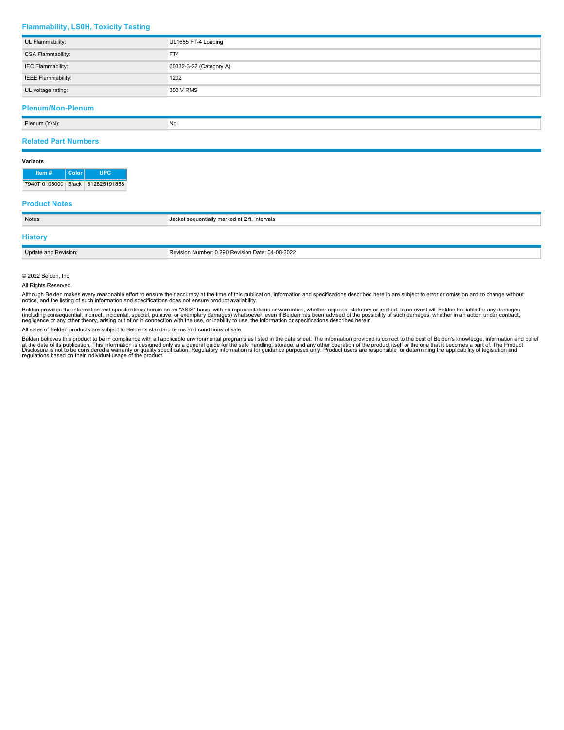## Flammability, LS0H, Toxicity Testing

| | |
|---|---|
| UL Flammability: | UL1685 FT-4 Loading |
| CSA Flammability: | FT4 |
| IEC Flammability: | 60332-3-22 (Category A) |
| IEEE Flammability: | 1202 |
| UL voltage rating: | 300 V RMS |

## Plenum/Non-Plenum

| | |
|---|---|
| Plenum (Y/N): | No |

## Related Part Numbers

**Variants**

| Item # | Color | UPC |
|---|---|---|
| 7940T 0105000 | Black | 612825191858 |

## Product Notes

| | |
|---|---|
| Notes: | Jacket sequentially marked at 2 ft. intervals. |

## History

| | |
|---|---|
| Update and Revision: | Revision Number: 0.290 Revision Date: 04-08-2022 |

© 2022 Belden, Inc

All Rights Reserved.

Although Belden makes every reasonable effort to ensure their accuracy at the time of this publication, information and specifications described here in are subject to error or omission and to change without notice, and the listing of such information and specifications does not ensure product availability.

Belden provides the information and specifications herein on an "ASIS" basis, with no representations or warranties, whether express, statutory or implied. In no event will Belden be liable for any damages (including consequential, indirect, incidental, special, punitive, or exemplary damages) whatsoever, even if Belden has been advised of the possibility of such damages, whether in an action under contract, negligence or any other theory, arising out of or in connection with the use, or inability to use, the information or specifications described herein.

All sales of Belden products are subject to Belden's standard terms and conditions of sale.

Belden believes this product to be in compliance with all applicable environmental programs as listed in the data sheet. The information provided is correct to the best of Belden's knowledge, information and belief at the date of its publication. This information is designed only as a general guide for the safe handling, storage, and any other operation of the product itself or the one that it becomes a part of. The Product Disclosure is not to be considered a warranty or quality specification. Regulatory information is for guidance purposes only. Product users are responsible for determining the applicability of legislation and regulations based on their individual usage of the product.